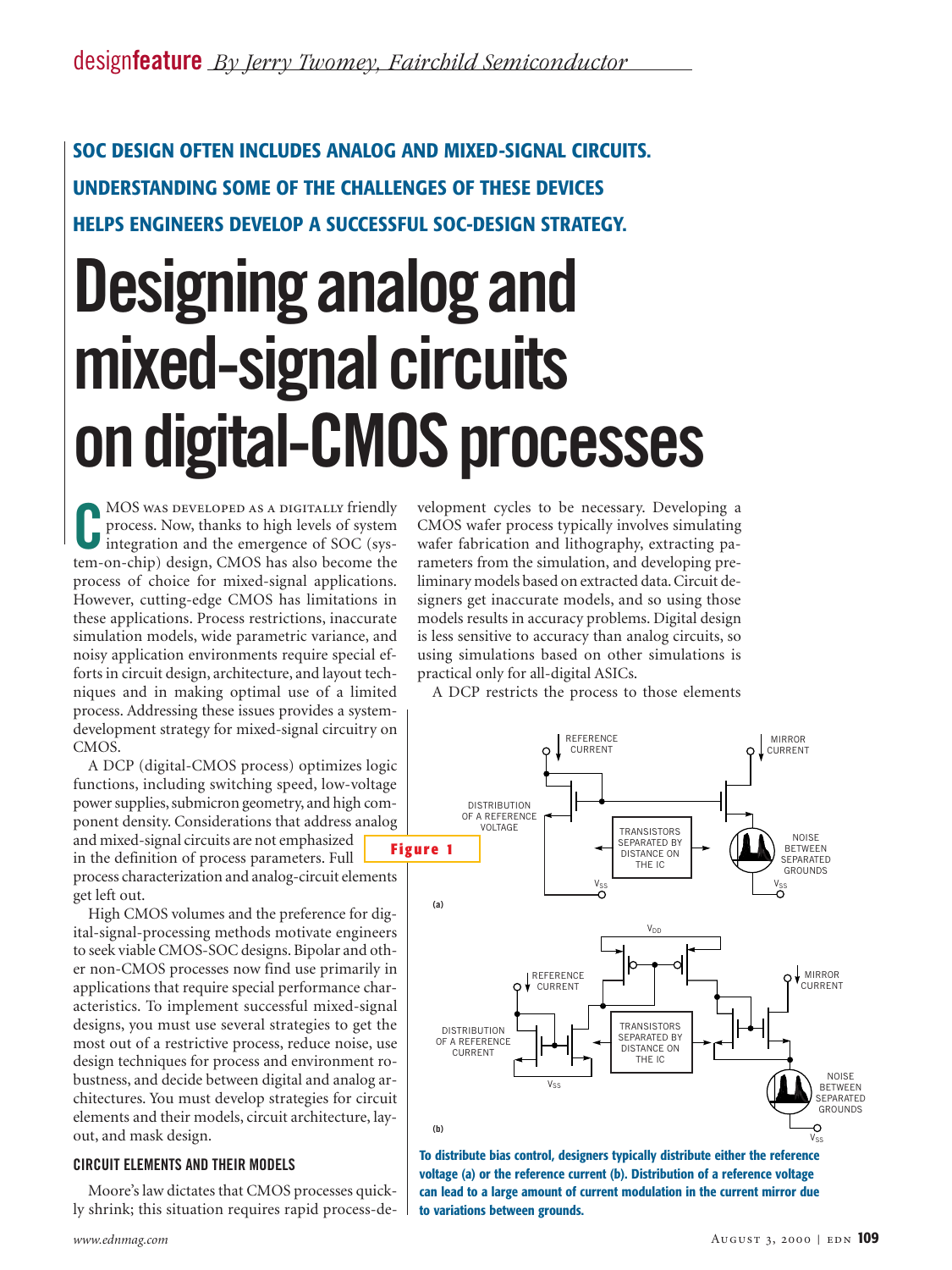**SOC DESIGN OFTEN INCLUDES ANALOG AND MIXED-SIGNAL CIRCUITS. UNDERSTANDING SOME OF THE CHALLENGES OF THESE DEVICES HELPS ENGINEERS DEVELOP A SUCCESSFUL SOC-DESIGN STRATEGY.**

# Designing analog and mixed-signal circuits on digital-CMOS processes

*By Jerry Twomey, Fairchild Semiconductor*

CMOS WAS DEVELOPED AS A DIGITALLY friendly process. Now, thanks to high levels of system integration and the emergence of SOC (system-on-chip) design, CMOS has also become the process of choice for mixed-signal applications. However, cutting-edge CMOS has limitations in these applications. Process restrictions, inaccurate simulation models, wide parametric variance, and noisy application environments require special efforts in circuit design, architecture, and layout techniques and in making optimal use of a limited process. Addressing these issues provides a system-development strategy for mixed-signal circuitry on CMOS.

A DCP (digital-CMOS process) optimizes logic functions, including switching speed, low-voltage power supplies, submicron geometry, and high component density. Considerations that address analog and mixed-signal circuits are not emphasized in the definition of process parameters. Full process characterization and analog-circuit elements get left out.

High CMOS volumes and the preference for digital-signal-processing methods motivate engineers to seek viable CMOS-SOC designs. Bipolar and other non-CMOS processes now find use primarily in applications that require special performance characteristics. To implement successful mixed-signal designs, you must use several strategies to get the most out of a restrictive process, reduce noise, use design techniques for process and environment robustness, and decide between digital and analog architectures. You must develop strategies for circuit elements and their models, circuit architecture, layout, and mask design.

## CIRCUIT ELEMENTS AND THEIR MODELS

Moore's law dictates that CMOS processes quickly shrink; this situation requires rapid process-development cycles to be necessary. Developing a CMOS wafer process typically involves simulating wafer fabrication and lithography, extracting parameters from the simulation, and developing preliminary models based on extracted data. Circuit designers get inaccurate models, and so using those models results in accuracy problems. Digital design is less sensitive to accuracy than analog circuits, so using simulations based on other simulations is practical only for all-digital ASICs.

A DCP restricts the process to those elements

**Figure 1**

To distribute bias control, designers typically distribute either the reference voltage (a) or the reference current (b). Distribution of a reference voltage can lead to a large amount of current modulation in the current mirror due to variations between grounds.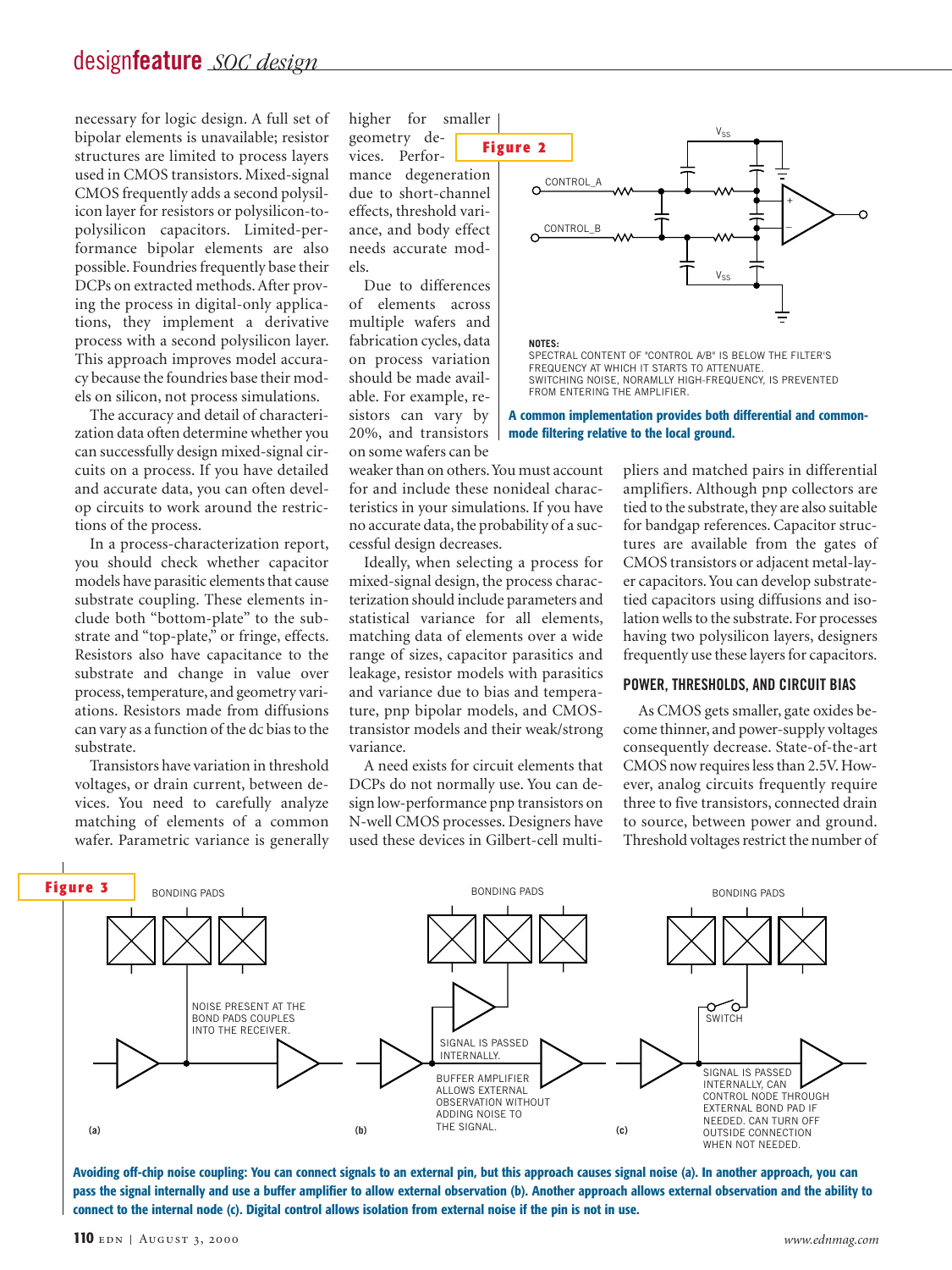necessary for logic design. A full set of bipolar elements is unavailable; resistor structures are limited to process layers used in CMOS transistors. Mixed-signal CMOS frequently adds a second polysilicon layer for resistors or polysilicon-to-polysilicon capacitors. Limited-performance bipolar elements are also possible. Foundries frequently base their DCPs on extracted methods. After proving the process in digital-only applications, they implement a derivative process with a second polysilicon layer. This approach improves model accuracy because the foundries base their models on silicon, not process simulations.

The accuracy and detail of characterization data often determine whether you can successfully design mixed-signal circuits on a process. If you have detailed and accurate data, you can often develop circuits to work around the restrictions of the process.

In a process-characterization report, you should check whether capacitor models have parasitic elements that cause substrate coupling. These elements include both "bottom-plate" to the substrate and "top-plate," or fringe, effects. Resistors also have capacitance to the substrate and change in value over process, temperature, and geometry variations. Resistors made from diffusions can vary as a function of the dc bias to the substrate.

Transistors have variation in threshold voltages, or drain current, between devices. You need to carefully analyze matching of elements of a common wafer. Parametric variance is generally higher for smaller geometry devices. Performance degeneration due to short-channel effects, threshold variance, and body effect needs accurate models.

Due to differences of elements across multiple wafers and fabrication cycles, data on process variation should be made available. For example, resistors can vary by 20%, and transistors on some wafers can be weaker than on others. You must account for and include these nonideal characteristics in your simulations. If you have no accurate data, the probability of a successful design decreases.

Ideally, when selecting a process for mixed-signal design, the process characterization should include parameters and statistical variance for all elements, matching data of elements over a wide range of sizes, capacitor parasitics and leakage, resistor models with parasitics and variance due to bias and temperature, pnp bipolar models, and CMOS-transistor models and their weak/strong variance.

A need exists for circuit elements that DCPs do not normally use. You can design low-performance pnp transistors on N-well CMOS processes. Designers have used these devices in Gilbert-cell multipliers and matched pairs in differential amplifiers. Although pnp collectors are tied to the substrate, they are also suitable for bandgap references. Capacitor structures are available from the gates of CMOS transistors or adjacent metal-layer capacitors. You can develop substrate-tied capacitors using diffusions and isolation wells to the substrate. For processes having two polysilicon layers, designers frequently use these layers for capacitors.

**Figure 2**

NOTES:
SPECTRAL CONTENT OF "CONTROL A/B" IS BELOW THE FILTER'S FREQUENCY AT WHICH IT STARTS TO ATTENUATE.
SWITCHING NOISE, NORAMLLY HIGH-FREQUENCY, IS PREVENTED FROM ENTERING THE AMPLIFIER.

**A common implementation provides both differential and common-mode filtering relative to the local ground.**

### POWER, THRESHOLDS, AND CIRCUIT BIAS

As CMOS gets smaller, gate oxides become thinner, and power-supply voltages consequently decrease. State-of-the-art CMOS now requires less than 2.5V. However, analog circuits frequently require three to five transistors, connected drain to source, between power and ground. Threshold voltages restrict the number of

**Figure 3**

**Avoiding off-chip noise coupling: You can connect signals to an external pin, but this approach causes signal noise (a). In another approach, you can pass the signal internally and use a buffer amplifier to allow external observation (b). Another approach allows external observation and the ability to connect to the internal node (c). Digital control allows isolation from external noise if the pin is not in use.**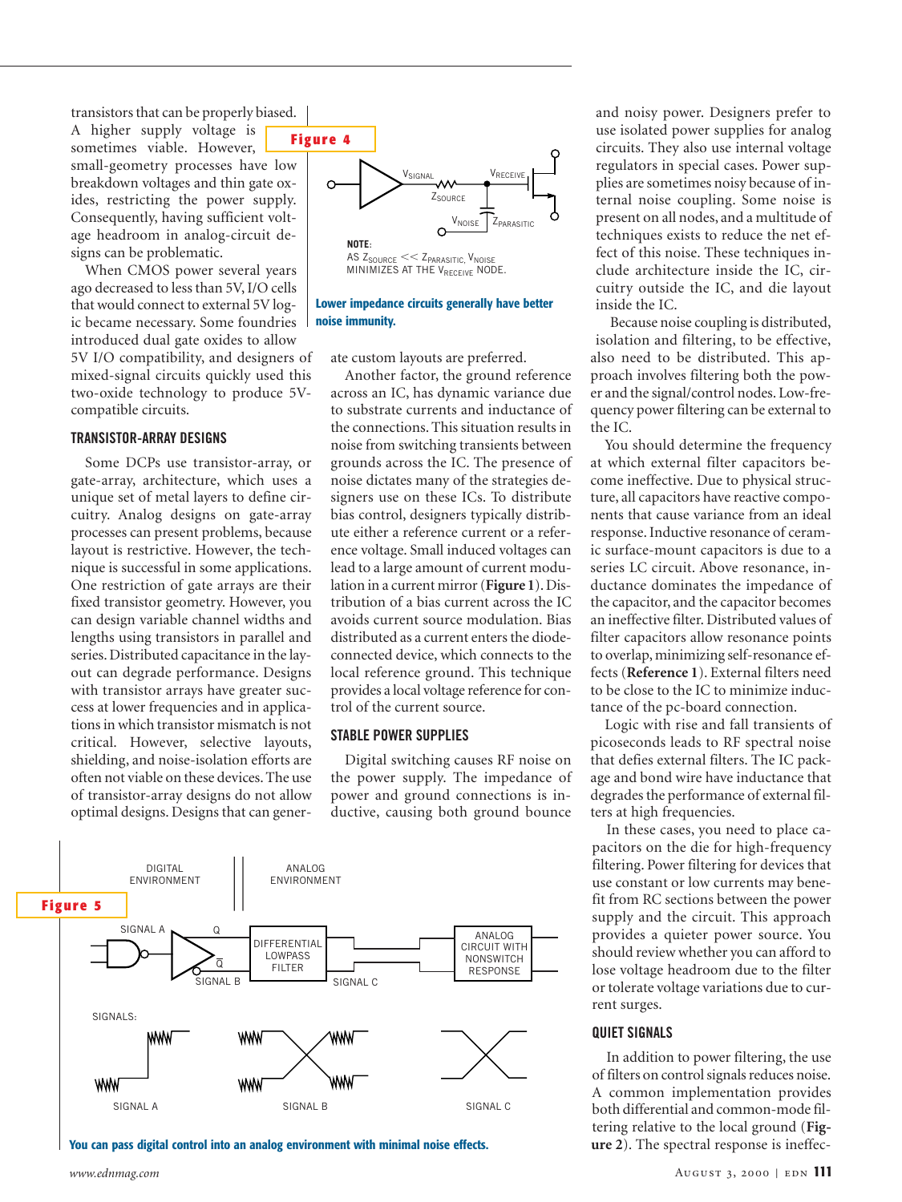transistors that can be properly biased. A higher supply voltage is sometimes viable. However, small-geometry processes have low breakdown voltages and thin gate oxides, restricting the power supply. Consequently, having sufficient voltage headroom in analog-circuit designs can be problematic.

When CMOS power several years ago decreased to less than 5V, I/O cells that would connect to external 5V logic became necessary. Some foundries introduced dual gate oxides to allow 5V I/O compatibility, and designers of mixed-signal circuits quickly used this two-oxide technology to produce 5V-compatible circuits.

### TRANSISTOR-ARRAY DESIGNS

Some DCPs use transistor-array, or gate-array, architecture, which uses a unique set of metal layers to define circuitry. Analog designs on gate-array processes can present problems, because layout is restrictive. However, the technique is successful in some applications. One restriction of gate arrays are their fixed transistor geometry. However, you can design variable channel widths and lengths using transistors in parallel and series. Distributed capacitance in the layout can degrade performance. Designs with transistor arrays have greater success at lower frequencies and in applications in which transistor mismatch is not critical. However, selective layouts, shielding, and noise-isolation efforts are often not viable on these devices. The use of transistor-array designs do not allow optimal designs. Designs that can generate custom layouts are preferred.

**Figure 4**

NOTE: AS $Z_{SOURCE} << Z_{PARASITIC}$, $V_{NOISE}$ MINIMIZES AT THE $V_{RECEIVE}$ NODE.

**Lower impedance circuits generally have better noise immunity.**

Another factor, the ground reference across an IC, has dynamic variance due to substrate currents and inductance of the connections. This situation results in noise from switching transients between grounds across the IC. The presence of noise dictates many of the strategies designers use on these ICs. To distribute bias control, designers typically distribute either a reference current or a reference voltage. Small induced voltages can lead to a large amount of current modulation in a current mirror (**Figure 1**). Distribution of a bias current across the IC avoids current source modulation. Bias distributed as a current enters the diode-connected device, which connects to the local reference ground. This technique provides a local voltage reference for control of the current source.

### STABLE POWER SUPPLIES

Digital switching causes RF noise on the power supply. The impedance of power and ground connections is inductive, causing both ground bounce and noisy power. Designers prefer to use isolated power supplies for analog circuits. They also use internal voltage regulators in special cases. Power supplies are sometimes noisy because of internal noise coupling. Some noise is present on all nodes, and a multitude of techniques exists to reduce the net effect of this noise. These techniques include architecture inside the IC, circuitry outside the IC, and die layout inside the IC.

Because noise coupling is distributed, isolation and filtering, to be effective, also need to be distributed. This approach involves filtering both the power and the signal/control nodes. Low-frequency power filtering can be external to the IC.

You should determine the frequency at which external filter capacitors become ineffective. Due to physical structure, all capacitors have reactive components that cause variance from an ideal response. Inductive resonance of ceramic surface-mount capacitors is due to a series LC circuit. Above resonance, inductance dominates the impedance of the capacitor, and the capacitor becomes an ineffective filter. Distributed values of filter capacitors allow resonance points to overlap, minimizing self-resonance effects (**Reference 1**). External filters need to be close to the IC to minimize inductance of the pc-board connection.

Logic with rise and fall transients of picoseconds leads to RF spectral noise that defies external filters. The IC package and bond wire have inductance that degrades the performance of external filters at high frequencies.

In these cases, you need to place capacitors on the die for high-frequency filtering. Power filtering for devices that use constant or low currents may benefit from RC sections between the power supply and the circuit. This approach provides a quieter power source. You should review whether you can afford to lose voltage headroom due to the filter or tolerate voltage variations due to current surges.

### QUIET SIGNALS

In addition to power filtering, the use of filters on control signals reduces noise. A common implementation provides both differential and common-mode filtering relative to the local ground (**Figure 2**). The spectral response is ineffec-

**Figure 5**

**You can pass digital control into an analog environment with minimal noise effects.**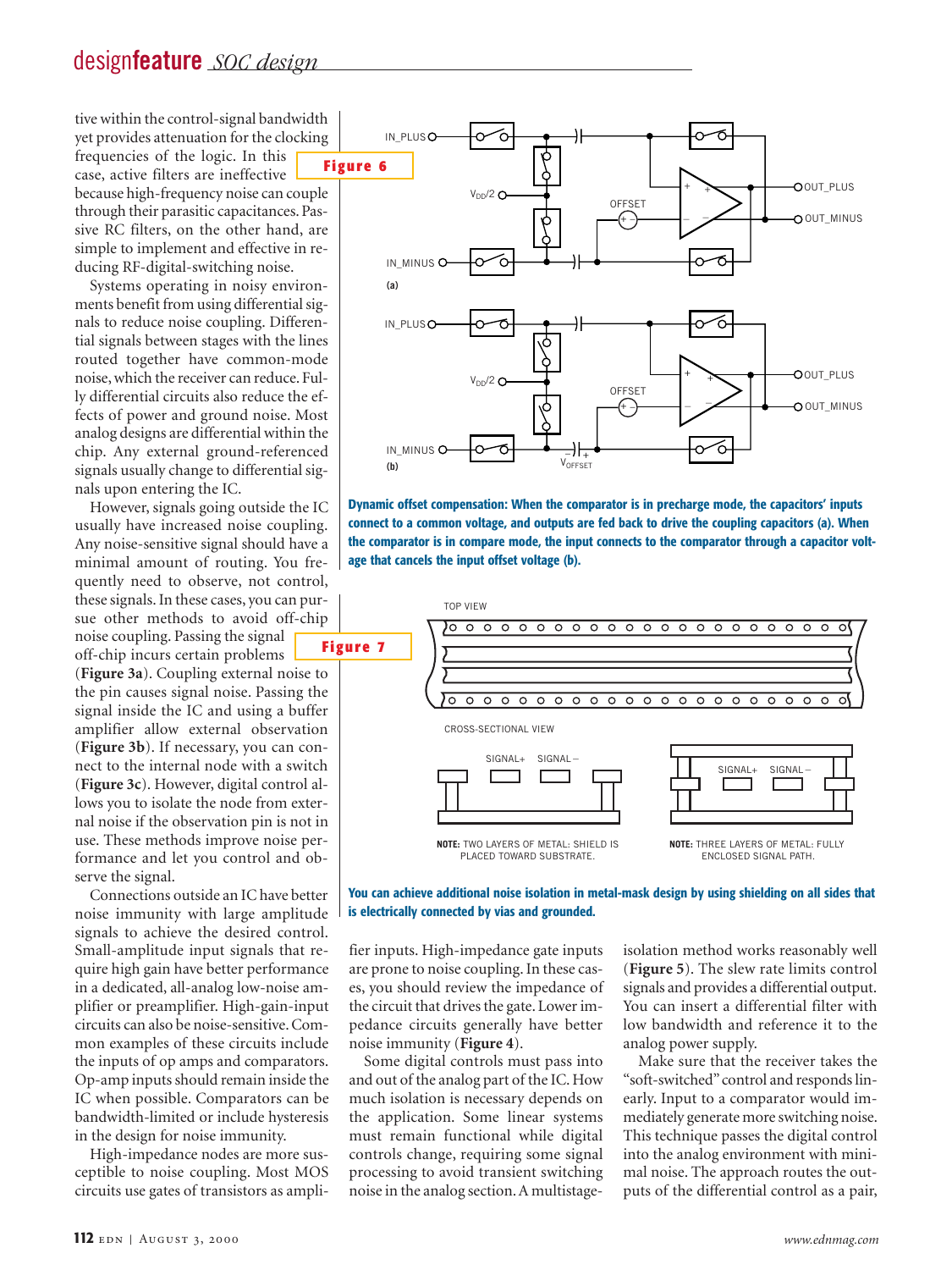tive within the control-signal bandwidth yet provides attenuation for the clocking frequencies of the logic. In this case, active filters are ineffective because high-frequency noise can couple through their parasitic capacitances. Passive RC filters, on the other hand, are simple to implement and effective in reducing RF-digital-switching noise.

Systems operating in noisy environments benefit from using differential signals to reduce noise coupling. Differential signals between stages with the lines routed together have common-mode noise, which the receiver can reduce. Fully differential circuits also reduce the effects of power and ground noise. Most analog designs are differential within the chip. Any external ground-referenced signals usually change to differential signals upon entering the IC.

However, signals going outside the IC usually have increased noise coupling. Any noise-sensitive signal should have a minimal amount of routing. You frequently need to observe, not control, these signals. In these cases, you can pursue other methods to avoid off-chip noise coupling. Passing the signal off-chip incurs certain problems (**Figure 3a**). Coupling external noise to the pin causes signal noise. Passing the signal inside the IC and using a buffer amplifier allow external observation (**Figure 3b**). If necessary, you can connect to the internal node with a switch (**Figure 3c**). However, digital control allows you to isolate the node from external noise if the observation pin is not in use. These methods improve noise performance and let you control and observe the signal.

Connections outside an IC have better noise immunity with large amplitude signals to achieve the desired control. Small-amplitude input signals that require high gain have better performance in a dedicated, all-analog low-noise amplifier or preamplifier. High-gain-input circuits can also be noise-sensitive. Common examples of these circuits include the inputs of op amps and comparators. Op-amp inputs should remain inside the IC when possible. Comparators can be bandwidth-limited or include hysteresis in the design for noise immunity.

High-impedance nodes are more susceptible to noise coupling. Most MOS circuits use gates of transistors as amplifier inputs. High-impedance gate inputs are prone to noise coupling. In these cases, you should review the impedance of the circuit that drives the gate. Lower impedance circuits generally have better noise immunity (**Figure 4**).

Some digital controls must pass into and out of the analog part of the IC. How much isolation is necessary depends on the application. Some linear systems must remain functional while digital controls change, requiring some signal processing to avoid transient switching noise in the analog section. A multistage-isolation method works reasonably well (**Figure 5**). The slew rate limits control signals and provides a differential output. You can insert a differential filter with low bandwidth and reference it to the analog power supply.

Make sure that the receiver takes the "soft-switched" control and responds linearly. Input to a comparator would immediately generate more switching noise. This technique passes the digital control into the analog environment with minimal noise. The approach routes the outputs of the differential control as a pair,

**Figure 6**

Dynamic offset compensation: When the comparator is in precharge mode, the capacitors' inputs connect to a common voltage, and outputs are fed back to drive the coupling capacitors (a). When the comparator is in compare mode, the input connects to the comparator through a capacitor voltage that cancels the input offset voltage (b).

**Figure 7**

You can achieve additional noise isolation in metal-mask design by using shielding on all sides that is electrically connected by vias and grounded.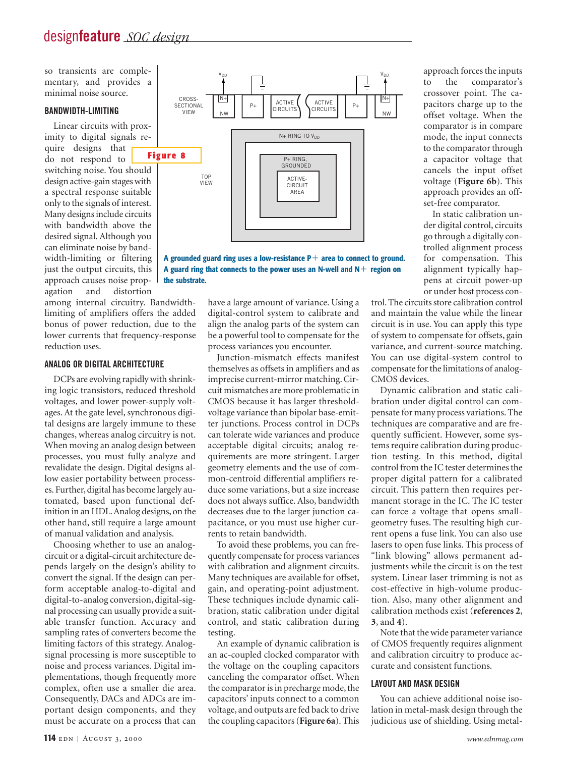so transients are complementary, and provides a minimal noise source.

### BANDWIDTH-LIMITING

Linear circuits with proximity to digital signals require designs that do not respond to switching noise. You should design active-gain stages with a spectral response suitable only to the signals of interest. Many designs include circuits with bandwidth above the desired signal. Although you can eliminate noise by bandwidth-limiting or filtering just the output circuits, this approach causes noise propagation and distortion among internal circuitry. Bandwidth-limiting of amplifiers offers the added bonus of power reduction, due to the lower currents that frequency-response reduction uses.

**Figure 8**

A grounded guard ring uses a low-resistance P+ area to connect to ground. A guard ring that connects to the power uses an N-well and N+ region on the substrate.

### ANALOG OR DIGITAL ARCHITECTURE

DCPs are evolving rapidly with shrinking logic transistors, reduced threshold voltages, and lower power-supply voltages. At the gate level, synchronous digital designs are largely immune to these changes, whereas analog circuitry is not. When moving an analog design between processes, you must fully analyze and revalidate the design. Digital designs allow easier portability between processes. Further, digital has become largely automated, based upon functional definition in an HDL. Analog designs, on the other hand, still require a large amount of manual validation and analysis.

Choosing whether to use an analog-circuit or a digital-circuit architecture depends largely on the design's ability to convert the signal. If the design can perform acceptable analog-to-digital and digital-to-analog conversion, digital-signal processing can usually provide a suitable transfer function. Accuracy and sampling rates of converters become the limiting factors of this strategy. Analog-signal processing is more susceptible to noise and process variances. Digital implementations, though frequently more complex, often use a smaller die area. Consequently, DACs and ADCs are important design components, and they must be accurate on a process that can have a large amount of variance. Using a digital-control system to calibrate and align the analog parts of the system can be a powerful tool to compensate for the process variances you encounter.

Junction-mismatch effects manifest themselves as offsets in amplifiers and as imprecise current-mirror matching. Circuit mismatches are more problematic in CMOS because it has larger threshold-voltage variance than bipolar base-emitter junctions. Process control in DCPs can tolerate wide variances and produce acceptable digital circuits; analog requirements are more stringent. Larger geometry elements and the use of common-centroid differential amplifiers reduce some variations, but a size increase does not always suffice. Also, bandwidth decreases due to the larger junction capacitance, or you must use higher currents to retain bandwidth.

To avoid these problems, you can frequently compensate for process variances with calibration and alignment circuits. Many techniques are available for offset, gain, and operating-point adjustment. These techniques include dynamic calibration, static calibration under digital control, and static calibration during testing.

An example of dynamic calibration is an ac-coupled clocked comparator with the voltage on the coupling capacitors canceling the comparator offset. When the comparator is in precharge mode, the capacitors' inputs connect to a common voltage, and outputs are fed back to drive the coupling capacitors (**Figure 6a**). This approach forces the inputs to the comparator's crossover point. The capacitors charge up to the offset voltage. When the comparator is in compare mode, the input connects to the comparator through a capacitor voltage that cancels the input offset voltage (**Figure 6b**). This approach provides an offset-free comparator.

In static calibration under digital control, circuits go through a digitally controlled alignment process for compensation. This alignment typically happens at circuit power-up or under host process control. The circuits store calibration control and maintain the value while the linear circuit is in use. You can apply this type of system to compensate for offsets, gain variance, and current-source matching. You can use digital-system control to compensate for the limitations of analog-CMOS devices.

Dynamic calibration and static calibration under digital control can compensate for many process variations. The techniques are comparative and are frequently sufficient. However, some systems require calibration during production testing. In this method, digital control from the IC tester determines the proper digital pattern for a calibrated circuit. This pattern then requires permanent storage in the IC. The IC tester can force a voltage that opens small-geometry fuses. The resulting high current opens a fuse link. You can also use lasers to open fuse links. This process of "link blowing" allows permanent adjustments while the circuit is on the test system. Linear laser trimming is not as cost-effective in high-volume production. Also, many other alignment and calibration methods exist (**references 2**, **3**, and **4**).

Note that the wide parameter variance of CMOS frequently requires alignment and calibration circuitry to produce accurate and consistent functions.

### LAYOUT AND MASK DESIGN

You can achieve additional noise isolation in metal-mask design through the judicious use of shielding. Using metal-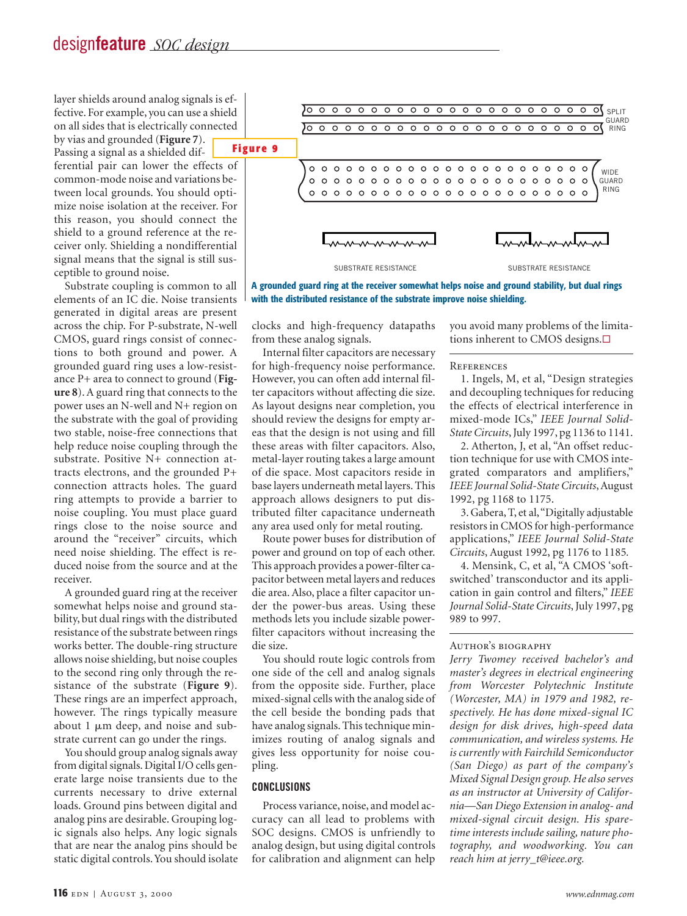layer shields around analog signals is effective. For example, you can use a shield on all sides that is electrically connected by vias and grounded (**Figure 7**). Passing a signal as a shielded differential pair can lower the effects of common-mode noise and variations between local grounds. You should optimize noise isolation at the receiver. For this reason, you should connect the shield to a ground reference at the receiver only. Shielding a nondifferential signal means that the signal is still susceptible to ground noise.

Substrate coupling is common to all elements of an IC die. Noise transients generated in digital areas are present across the chip. For P-substrate, N-well CMOS, guard rings consist of connections to both ground and power. A grounded guard ring uses a low-resistance P+ area to connect to ground (**Figure 8**). A guard ring that connects to the power uses an N-well and N+ region on the substrate with the goal of providing two stable, noise-free connections that help reduce noise coupling through the substrate. Positive N+ connection attracts electrons, and the grounded P+ connection attracts holes. The guard ring attempts to provide a barrier to noise coupling. You must place guard rings close to the noise source and around the "receiver" circuits, which need noise shielding. The effect is reduced noise from the source and at the receiver.

A grounded guard ring at the receiver somewhat helps noise and ground stability, but dual rings with the distributed resistance of the substrate between rings works better. The double-ring structure allows noise shielding, but noise couples to the second ring only through the resistance of the substrate (**Figure 9**). These rings are an imperfect approach, however. The rings typically measure about 1 μm deep, and noise and substrate current can go under the rings.

**Figure 9**

SPLIT GUARD RING

WIDE GUARD RING

SUBSTRATE RESISTANCE

SUBSTRATE RESISTANCE

**A grounded guard ring at the receiver somewhat helps noise and ground stability, but dual rings with the distributed resistance of the substrate improve noise shielding.**

You should group analog signals away from digital signals. Digital I/O cells generate large noise transients due to the currents necessary to drive external loads. Ground pins between digital and analog pins are desirable. Grouping logic signals also helps. Any logic signals that are near the analog pins should be static digital controls. You should isolate clocks and high-frequency datapaths from these analog signals.

Internal filter capacitors are necessary for high-frequency noise performance. However, you can often add internal filter capacitors without affecting die size. As layout designs near completion, you should review the designs for empty areas that the design is not using and fill these areas with filter capacitors. Also, metal-layer routing takes a large amount of die space. Most capacitors reside in base layers underneath metal layers. This approach allows designers to put distributed filter capacitance underneath any area used only for metal routing.

Route power buses for distribution of power and ground on top of each other. This approach provides a power-filter capacitor between metal layers and reduces die area. Also, place a filter capacitor under the power-bus areas. Using these methods lets you include sizable power-filter capacitors without increasing the die size.

You should route logic controls from one side of the cell and analog signals from the opposite side. Further, place mixed-signal cells with the analog side of the cell beside the bonding pads that have analog signals. This technique minimizes routing of analog signals and gives less opportunity for noise coupling.

## CONCLUSIONS

Process variance, noise, and model accuracy can all lead to problems with SOC designs. CMOS is unfriendly to analog design, but using digital controls for calibration and alignment can help you avoid many problems of the limitations inherent to CMOS designs.□

## REFERENCES

1. Ingels, M, et al, "Design strategies and decoupling techniques for reducing the effects of electrical interference in mixed-mode ICs," *IEEE Journal Solid-State Circuits*, July 1997, pg 1136 to 1141.

2. Atherton, J, et al, "An offset reduction technique for use with CMOS integrated comparators and amplifiers," *IEEE Journal Solid-State Circuits*, August 1992, pg 1168 to 1175.

3. Gabera, T, et al, "Digitally adjustable resistors in CMOS for high-performance applications," *IEEE Journal Solid-State Circuits*, August 1992, pg 1176 to 1185.

4. Mensink, C, et al, "A CMOS 'soft-switched' transconductor and its application in gain control and filters," *IEEE Journal Solid-State Circuits*, July 1997, pg 989 to 997.

## AUTHOR'S BIOGRAPHY

*Jerry Twomey received bachelor's and master's degrees in electrical engineering from Worcester Polytechnic Institute (Worcester, MA) in 1979 and 1982, respectively. He has done mixed-signal IC design for disk drives, high-speed data communication, and wireless systems. He is currently with Fairchild Semiconductor (San Diego) as part of the company's Mixed Signal Design group. He also serves as an instructor at University of California—San Diego Extension in analog- and mixed-signal circuit design. His spare-time interests include sailing, nature photography, and woodworking. You can reach him at jerry_t@ieee.org.*